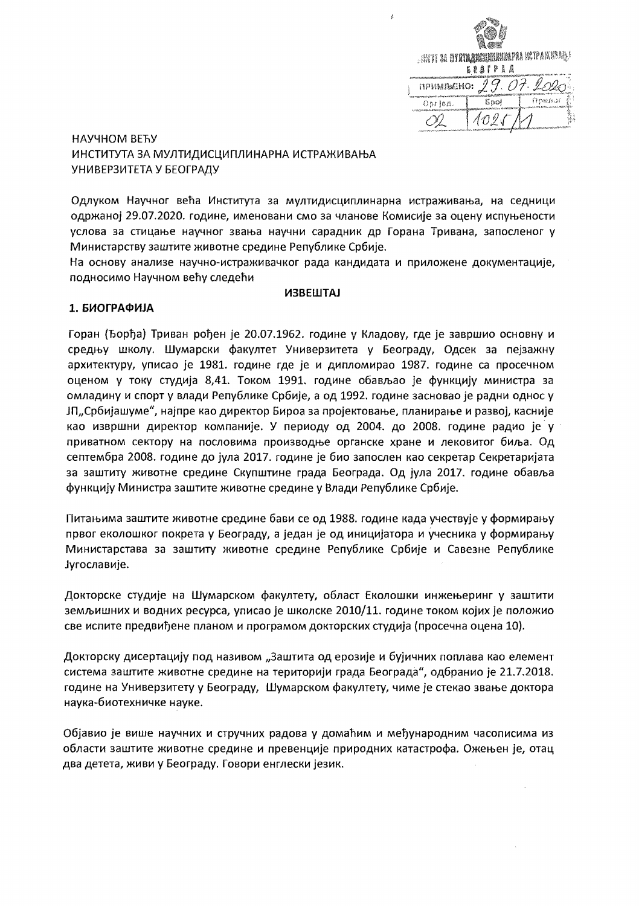НАУЧНОМ ВЕЋУ
ИНСТИТУТА ЗА МУЛТИДИСЦИПЛИНАРНА ИСТРАЖИВАЊА
УНИВЕРЗИТЕТА У БЕОГРАДУ

Одлуком Научног већа Института за мултидисциплинарна истраживања, на седници одржаној 29.07.2020. године, именовани смо за чланове Комисије за оцену испуњености услова за стицање научног звања научни сарадник др Горана Тривана, запосленог у Министарству заштите животне средине Републике Србије.
На основу анализе научно-истраживачког рада кандидата и приложене документације, подносимо Научном већу следећи

**ИЗВЕШТАЈ**

## 1. БИОГРАФИЈА

Горан (Ђорђа) Триван рођен је 20.07.1962. године у Кладову, где је завршио основну и средњу школу. Шумарски факултет Универзитета у Београду, Одсек за пејзажну архитектуру, уписао је 1981. године где је и дипломирао 1987. године са просечном оценом у току студија 8,41. Током 1991. године обављао је функцију министра за омладину и спорт у влади Републике Србије, а од 1992. године засновао је радни однос у ЈП„Србијашуме", најпре као директор Бироа за пројектовање, планирање и развој, касније као извршни директор компаније. У периоду од 2004. до 2008. године радио је у приватном сектору на пословима производње органске хране и лековитог биља. Од септембра 2008. године до јула 2017. године је био запослен као секретар Секретаријата за заштиту животне средине Скупштине града Београда. Од јула 2017. године обавља функцију Министра заштите животне средине у Влади Републике Србије.

Питањима заштите животне средине бави се од 1988. године када учествује у формирању првог еколошког покрета у Београду, а један је од иницијатора и учесника у формирању Министарстава за заштиту животне средине Републике Србије и Савезне Републике Југославије.

Докторске студије на Шумарском факултету, област Еколошки инжењеринг у заштити земљишних и водних ресурса, уписао је школске 2010/11. године током којих је положио све испите предвиђене планом и програмом докторских студија (просечна оцена 10).

Докторску дисертацију под називом „Заштита од ерозије и бујичних поплава као елемент система заштите животне средине на територији града Београда", одбранио је 21.7.2018. године на Универзитету у Београду, Шумарском факултету, чиме је стекао звање доктора наука-биотехничке науке.

Објавио је више научних и стручних радова у домаћим и међународним часописима из области заштите животне средине и превенције природних катастрофа. Ожењен је, отац два детета, живи у Београду. Говори енглески језик.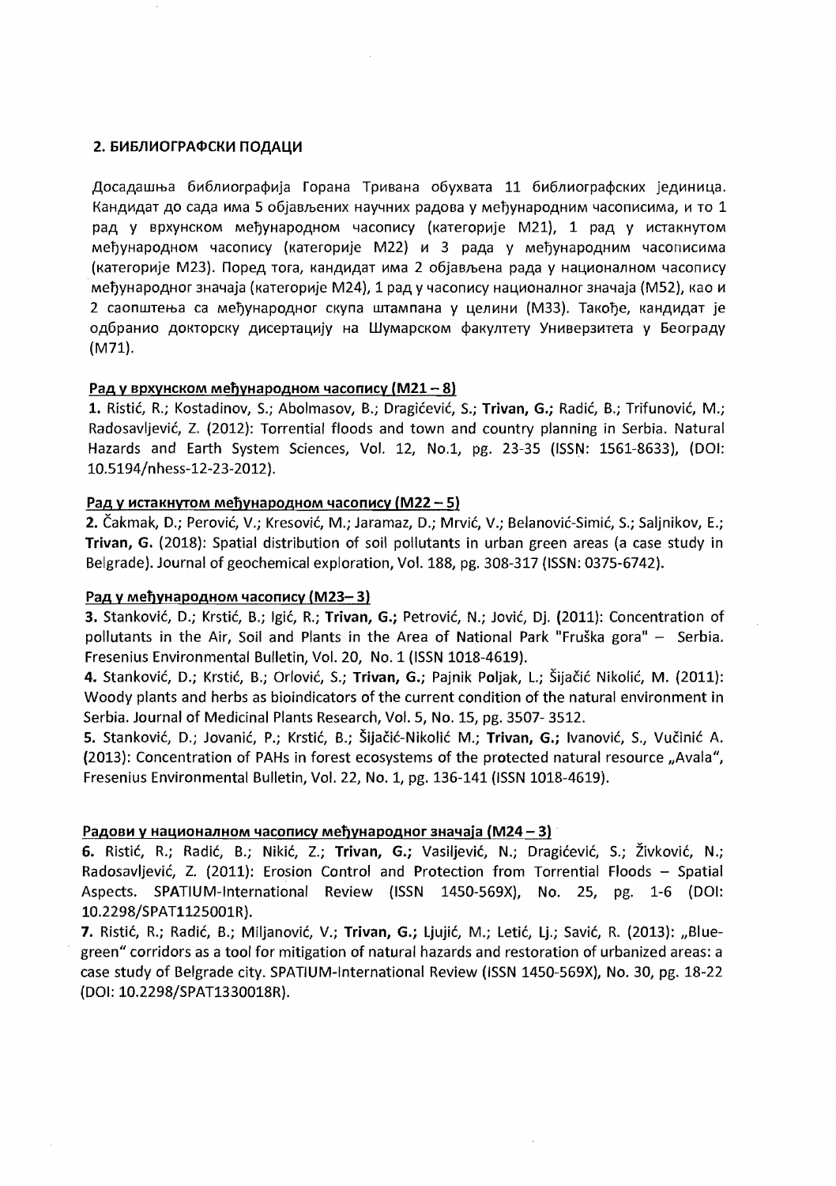## 2. БИБЛИОГРАФСКИ ПОДАЦИ

Досадашња библиографија Горана Тривана обухвата 11 библиографских јединица. Кандидат до сада има 5 објављених научних радова у међународним часописима, и то 1 рад у врхунском међународном часопису (категорије М21), 1 рад у истакнутом међународном часопису (категорије М22) и 3 рада у међународним часописима (категорије М23). Поред тога, кандидат има 2 објављена рада у националном часопису међународног значаја (категорије М24), 1 рад у часопису националног значаја (М52), као и 2 саопштења са међународног скупа штампана у целини (М33). Такође, кандидат је одбранио докторску дисертацију на Шумарском факултету Универзитета у Београду (М71).

### Рад у врхунском међународном часопису (М21 – 8)

**1.** Ristić, R.; Kostadinov, S.; Abolmasov, B.; Dragićević, S.; **Trivan, G.;** Radić, B.; Trifunović, M.; Radosavljević, Z. (2012): Torrential floods and town and country planning in Serbia. Natural Hazards and Earth System Sciences, Vol. 12, No.1, pg. 23-35 (ISSN: 1561-8633), (DOI: 10.5194/nhess-12-23-2012).

### Рад у истакнутом међународном часопису (М22 – 5)

**2.** Čakmak, D.; Perović, V.; Kresović, M.; Jaramaz, D.; Mrvić, V.; Belanović-Simić, S.; Saljnikov, E.; **Trivan, G.** (2018): Spatial distribution of soil pollutants in urban green areas (a case study in Belgrade). Journal of geochemical exploration, Vol. 188, pg. 308-317 (ISSN: 0375-6742).

### Рад у међународном часопису (М23– 3)

**3.** Stanković, D.; Krstić, B.; Igić, R.; **Trivan, G.;** Petrović, N.; Jović, Dj. (2011): Concentration of pollutants in the Air, Soil and Plants in the Area of National Park "Fruška gora" – Serbia. Fresenius Environmental Bulletin, Vol. 20, No. 1 (ISSN 1018-4619).

**4.** Stanković, D.; Krstić, B.; Orlović, S.; **Trivan, G.;** Pajnik Poljak, L.; Šijačić Nikolić, M. (2011): Woody plants and herbs as bioindicators of the current condition of the natural environment in Serbia. Journal of Medicinal Plants Research, Vol. 5, No. 15, pg. 3507- 3512.

**5.** Stanković, D.; Jovanić, P.; Krstić, B.; Šijačić-Nikolić M.; **Trivan, G.;** Ivanović, S., Vučinić A. (2013): Concentration of PAHs in forest ecosystems of the protected natural resource „Avala", Fresenius Environmental Bulletin, Vol. 22, No. 1, pg. 136-141 (ISSN 1018-4619).

### Радови у националном часопису међународног значаја (М24 – 3)

**6.** Ristić, R.; Radić, B.; Nikić, Z.; **Trivan, G.;** Vasiljević, N.; Dragićević, S.; Živković, N.; Radosavljević, Z. (2011): Erosion Control and Protection from Torrential Floods – Spatial Aspects. SPATIUM-International Review (ISSN 1450-569X), No. 25, pg. 1-6 (DOI: 10.2298/SPAT1125001R).

**7.** Ristić, R.; Radić, B.; Miljanović, V.; **Trivan, G.;** Ljujić, M.; Letić, Lj.; Savić, R. (2013): „Blue-green" corridors as a tool for mitigation of natural hazards and restoration of urbanized areas: a case study of Belgrade city. SPATIUM-International Review (ISSN 1450-569X), No. 30, pg. 18-22 (DOI: 10.2298/SPAT1330018R).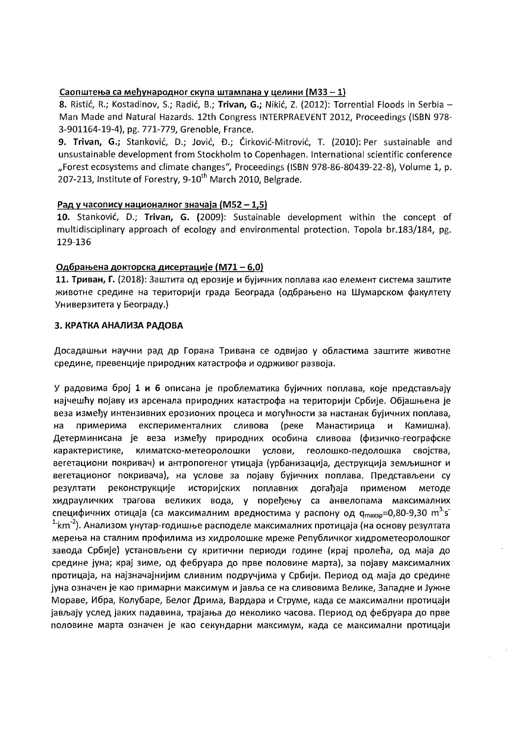#### Саопштења са међународног скупа штампана у целини (М33 – 1)

**8.** Ristić, R.; Kostadinov, S.; Radić, B.; **Trivan, G.;** Nikić, Z. (2012): Torrential Floods in Serbia – Man Made and Natural Hazards. 12th Congress INTERPRAEVENT 2012, Proceedings (ISBN 978-3-901164-19-4), pg. 771-779, Grenoble, France.

**9. Trivan, G.;** Stanković, D.; Jović, Đ.; Ćirković-Mitrović, T. (2010): Per sustainable and unsustainable development from Stockholm to Copenhagen. International scientific conference „Forest ecosystems and climate changes", Proceedings (ISBN 978-86-80439-22-8), Volume 1, p. 207-213, Institute of Forestry, 9-10th March 2010, Belgrade.

#### Рад у часопису националног значаја (М52 – 1,5)

**10.** Stanković, D.; **Trivan, G.** (2009): Sustainable development within the concept of multidisciplinary approach of ecology and environmental protection. Topola br.183/184, pg. 129-136

#### Одбрањена докторска дисертације (М71 – 6,0)

**11. Триван, Г.** (2018): Заштита од ерозије и бујичних поплава као елемент система заштите животне средине на територији града Београда (одбрањено на Шумарском факултету Универзитета у Београду.)

### 3. КРАТКА АНАЛИЗА РАДОВА

Досадашњи научни рад др Горана Тривана се одвијао у областима заштите животне средине, превенције природних катастрофа и одрживог развоја.

У радовима број **1 и 6** описана је проблематика бујичних поплава, које представљају најчешћу појаву из арсенала природних катастрофа на територији Србије. Објашњена је веза између интензивних ерозионих процеса и могућности за настанак бујичних поплава, на примерима експерименталних сливова (реке Манастирица и Камишна). Детерминисана је веза између природних особина сливова (физичко-географске карактеристике, климатско-метеоролошки услови, геолошко-педолошка својства, вегетациони покривач) и антропогеног утицаја (урбанизација, деструкција земљишног и вегетационог покривача), на услове за појаву бујичних поплава. Представљени су резултати реконструкције историјских поплавних догађаја применом методе хидрауличких трагова великих вода, у поређењу са анвелопама максималних специфичних отицаја (са максималним вредностима у распону од $q_{maxsp}$=0,80-9,30 $m^3 \cdot s^{-1} \cdot km^{-2}$). Анализом унутар-годишње расподеле максималних протицаја (на основу резултата мерења на сталним профилима из хидролошке мреже Републичког хидрометеоролошког завода Србије) установљени су критични периоди године (крај пролећа, од маја до средине јуна; крај зиме, од фебруара до прве половине марта), за појаву максималних протицаја, на најзначајнијим сливним подручјима у Србији. Период од маја до средине јуна означен је као примарни максимум и јавља се на сливовима Велике, Западне и Јужне Мораве, Ибра, Колубаре, Белог Дрима, Вардара и Струме, када се максимални протицаји јављају услед јаких падавина, трајања до неколико часова. Период од фебруара до прве половине марта означен је као секундарни максимум, када се максимални протицаји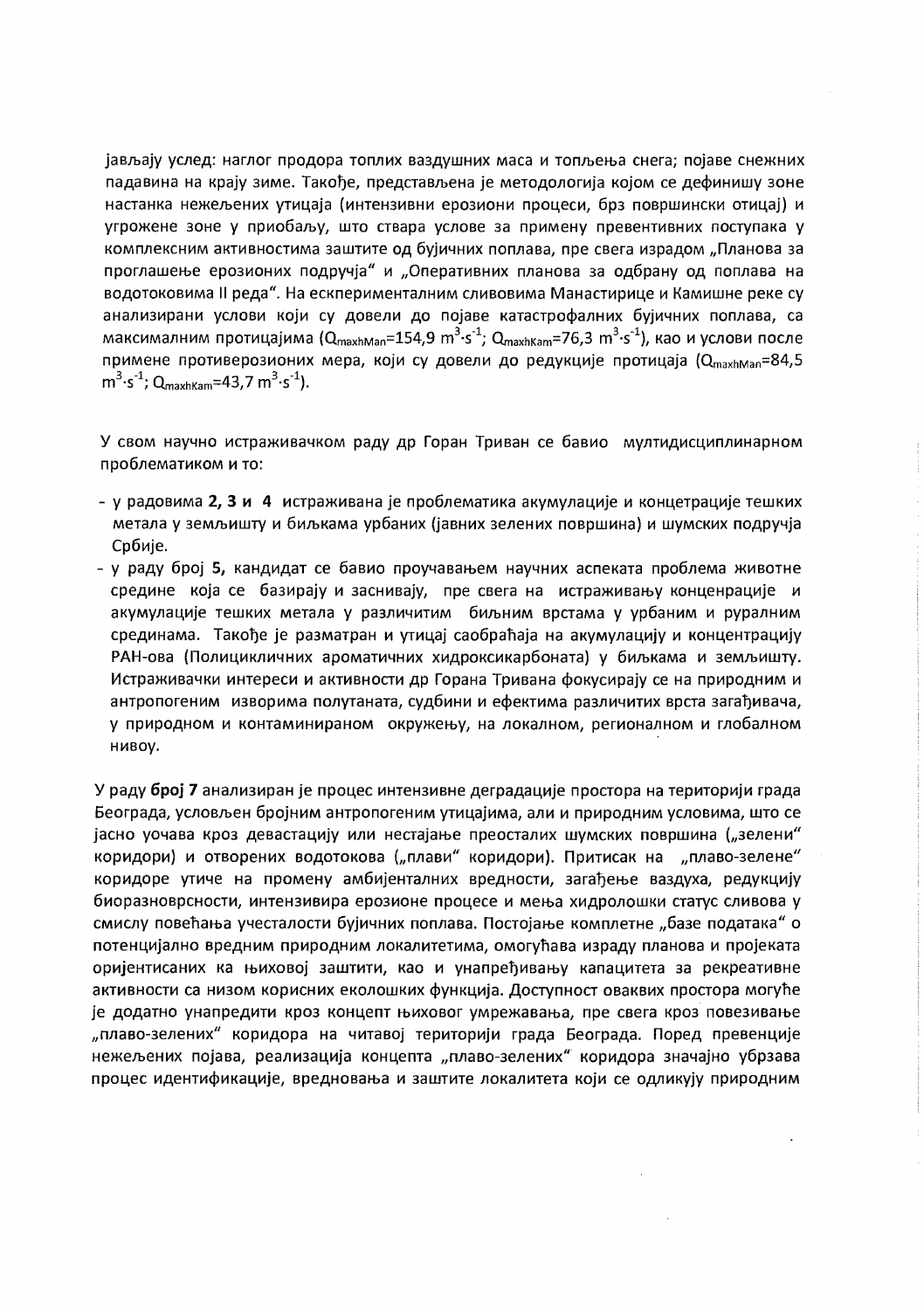јављају услед: наглог продора топлих ваздушних маса и топљења снега; појаве снежних падавина на крају зиме. Такође, представљена је методологија којом се дефинишу зоне настанка нежељених утицаја (интензивни ерозиони процеси, брз површински отицај) и угрожене зоне у приобаљу, што ствара услове за примену превентивних поступака у комплексним активностима заштите од бујичних поплава, пре свега израдом „Планова за проглашење ерозионих подручја" и „Оперативних планова за одбрану од поплава на водотоковима II реда". На ескперименталним сливовима Манастирице и Камишне реке су анализирани услови који су довели до појаве катастрофалних бујичних поплава, са максималним протицајима ($Q_{maxhMan}$=154,9 $m^3 \cdot s^{-1}$; $Q_{maxhKam}$=76,3 $m^3 \cdot s^{-1}$), као и услови после примене противерозионих мера, који су довели до редукције протицаја ($Q_{maxhMan}$=84,5 $m^3 \cdot s^{-1}$; $Q_{maxhKam}$=43,7 $m^3 \cdot s^{-1}$).

У свом научно истраживачком раду др Горан Триван се бавио мултидисциплинарном проблематиком и то:

- у радовима **2, 3 и 4** истраживана је проблематика акумулације и концетрације тешких метала у земљишту и биљкама урбаних (јавних зелених површина) и шумских подручја Србије.
- у раду број **5,** кандидат се бавио проучавањем научних аспеката проблема животне средине која се базирају и заснивају, пре свега на истраживању конценрације и акумулације тешких метала у различитим биљним врстама у урбаним и руралним срединама. Такође је разматран и утицај саобраћаја на акумулацију и концентрацију PAH-ова (Полицикличних ароматичних хидроксикарбоната) у биљкама и земљишту. Истраживачки интереси и активности др Горана Тривана фокусирају се на природним и антропогеним изворима полутаната, судбини и ефектима различитих врста загађивача, у природном и контаминираном окружењу, на локалном, регионалном и глобалном нивоу.

У раду **број 7** анализиран је процес интензивне деградације простора на територији града Београда, условљен бројним антропогеним утицајима, али и природним условима, што се јасно уочава кроз девастацију или нестајање преосталих шумских површина („зелени" коридори) и отворених водотокова („плави" коридори). Притисак на „плаво-зелене" коридоре утиче на промену амбијенталних вредности, загађење ваздуха, редукцију биоразноврсности, интензивира ерозионе процесе и мења хидролошки статус сливова у смислу повећања учесталости бујичних поплава. Постојање комплетне „базе података" о потенцијално вредним природним локалитетима, омогућава израду планова и пројеката оријентисаних ка њиховој заштити, као и унапређивању капацитета за рекреативне активности са низом корисних еколошких функција. Доступност оваквих простора могуће је додатно унапредити кроз концепт њиховог умрежавања, пре свега кроз повезивање „плаво-зелених" коридора на читавој територији града Београда. Поред превенције нежељених појава, реализација концепта „плаво-зелених" коридора значајно убрзава процес идентификације, вредновања и заштите локалитета који се одликују природним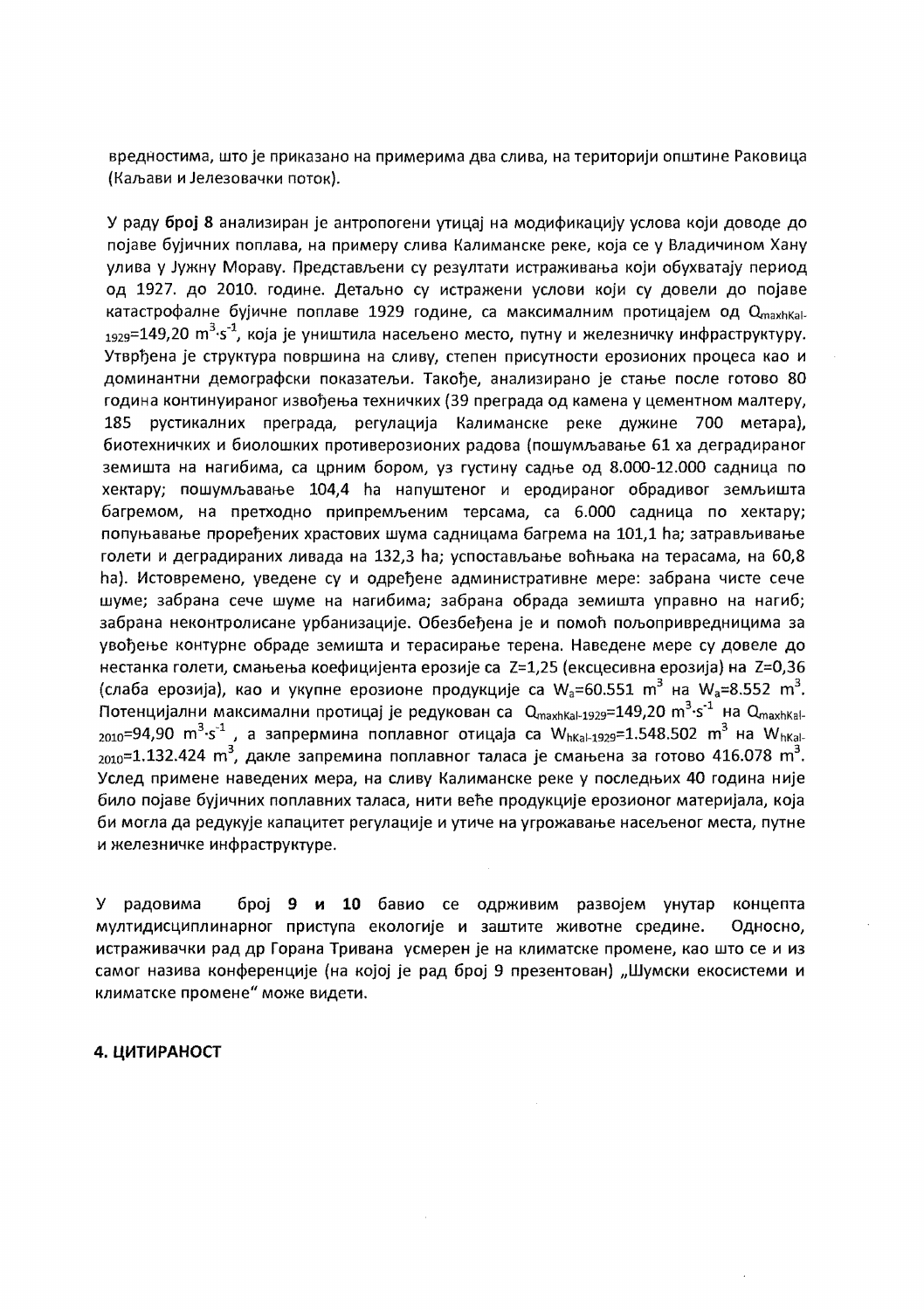вредностима, што је приказано на примерима два слива, на територији општине Раковица (Kaљави и Јелезовачки поток).

У раду **број 8** анализиран је антропогени утицај на модификацију услова који доводе до појаве бујичних поплава, на примеру слива Калиманске реке, која се у Владичином Хану улива у Јужну Мораву. Представљени су резултати истраживања који обухватају период од 1927. до 2010. године. Детаљно су истражени услови који су довели до појаве катастрофалне бујичне поплаве 1929 године, са максималним протицајем од $Q_{maxhKal-1929}$=149,20 $m^3 \cdot s^{-1}$, која је уништила насељено место, путну и железничку инфраструктуру. Утврђена је структура површина на сливу, степен присутности ерозионих процеса као и доминантни демографски показатељи. Такође, анализирано је стање после готово 80 година континуираног извођења техничких (39 преграда од камена у цементном малтеру, 185 рустикалних преграда, регулација Калиманске реке дужине 700 метара), биотехничких и биолошких противерозионих радова (пошумљавање 61 ха деградираног земишта на нагибима, са црним бором, уз густину садње од 8.000-12.000 садница по хектару; пошумљавање 104,4 ha напуштеног и еродираног обрадивог земљишта багремом, на претходно припремљеним терсама, са 6.000 садница по хектару; попуњавање проређених храстових шума садницама багрема на 101,1 ha; затрављивање голети и деградираних ливада на 132,3 ha; успостављање воћњака на терасама, на 60,8 ha). Истовремено, уведене су и одређене административне мере: забрана чисте сече шуме; забрана сече шуме на нагибима; забрана обрада земишта управно на нагиб; забрана неконтролисане урбанизације. Обезбеђена је и помоћ пољопривредницима за увођење контурне обраде земишта и терасирање терена. Наведене мере су довеле до нестанка голети, смањења коефицијента ерозије са Z=1,25 (ексцесивна ерозија) на Z=0,36 (слаба ерозија), као и укупне ерозионе продукције са $W_a$=60.551 $m^3$ на $W_a$=8.552 $m^3$. Потенцијални максимални протицај је редукован са $Q_{maxhKal-1929}$=149,20 $m^3 \cdot s^{-1}$ на $Q_{maxhKal-2010}$=94,90 $m^3 \cdot s^{-1}$ , а запрмина поплавног отицаја са $W_{hKal-1929}$=1.548.502 $m^3$ на $W_{hKal-2010}$=1.132.424 $m^3$, дакле запремина поплавног таласа је смањена за готово 416.078 $m^3$. Услед примене наведених мера, на сливу Калиманске реке у последњих 40 година није било појаве бујичних поплавних таласа, нити веће продукције ерозионог материјала, која би могла да редукује капацитет регулације и утиче на угрожавање насељеног места, путне и железничке инфраструктуре.

У радовима **број 9 и 10** бавио се одрживим развојем унутар концепта мултидисциплинарног приступа екологије и заштите животне средине. Односно, истраживачки рад др Горана Тривана усмерен је на климатске промене, као што се и из самог назива конференције (на којој је рад број 9 презентован) „Шумски екосистеми и климатске промене" може видети.

## 4. ЦИТИРАНОСТ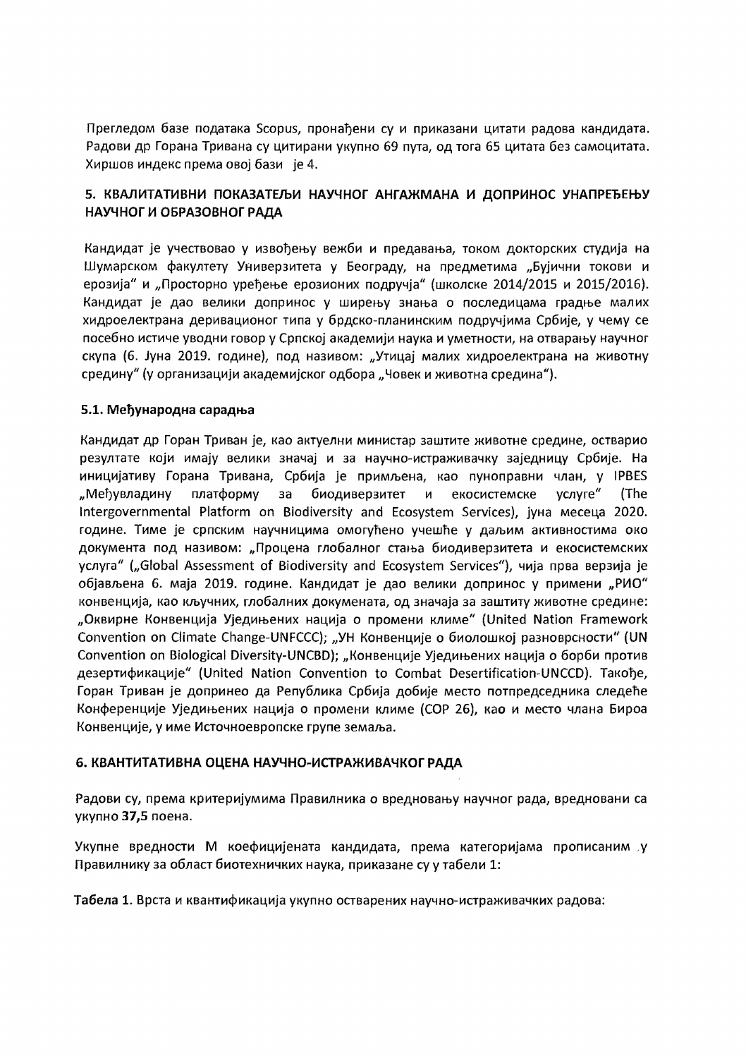Прегледом базе података Scopus, пронађени су и приказани цитати радова кандидата. Радови др Горана Тривана су цитирани укупно 69 пута, од тога 65 цитата без самоцитата. Хиршов индекс према овој бази је 4.

## 5. КВАЛИТАТИВНИ ПОКАЗАТЕЉИ НАУЧНОГ АНГАЖМАНА И ДОПРИНОС УНАПРЕЂЕЊУ НАУЧНОГ И ОБРАЗОВНОГ РАДА

Кандидат је учествовао у извођењу вежби и предавања, током докторских студија на Шумарском факултету Универзитета у Београду, на предметима „Бујични токови и ерозија" и „Просторно уређење ерозионих подручја" (школске 2014/2015 и 2015/2016). Кандидат је дао велики допринос у ширењу знања о последицама градње малих хидроелектрана деривационог типа у брдско-планинским подручјима Србије, у чему се посебно истиче уводни говор у Српској академији наука и уметности, на отварању научног скупа (6. Јуна 2019. године), под називом: „Утицај малих хидроелектрана на животну средину" (у организацији академијског одбора „Човек и животна средина").

### 5.1. Међународна сарадња

Кандидат др Горан Триван је, као актуелни министар заштите животне средине, остварио резултате који имају велики значај и за научно-истраживачку заједницу Србије. На иницијативу Горана Тривана, Србија је примљена, као пуноправни члан, у IPBES „Међувладину платформу за биодиверзитет и екосистемске услуге" (The Intergovernmental Platform on Biodiversity and Ecosystem Services), јуна месеца 2020. године. Тиме је српским научницима омогућено учешће у даљим активностима око документа под називом: „Процена глобалног стања биодиверзитета и екосистемских услуга" („Global Assessment of Biodiversity and Ecosystem Services"), чија прва верзија је објављена 6. маја 2019. године. Кандидат је дао велики допринос у примени „РИО" конвенција, као кључних, глобалних докумената, од значаја за заштиту животне средине: „Оквирне Конвенција Уједињених нација о промени климе" (United Nation Framework Convention on Climate Change-UNFCCC); „УН Конвенције о биолошкој разноврсности" (UN Convention on Biological Diversity-UNCBD); „Конвенције Уједињених нација о борби против дезертификације" (United Nation Convention to Combat Desertification-UNCCD). Такође, Горан Триван је допринео да Република Србија добије место потпредседника следеће Конференције Уједињених нација о промени климе (COP 26), као и место члана Бироа Конвенције, у име Источноевропске групе земаља.

## 6. КВАНТИТАТИВНА ОЦЕНА НАУЧНО-ИСТРАЖИВАЧКОГ РАДА

Радови су, према критеријумима Правилника о вредновању научног рада, вредновани са укупно **37,5** поена.

Укупне вредности М коефицијената кандидата, према категоријама прописаним у Правилнику за област биотехничких наука, приказане су у табели 1:

**Табела 1.** Врста и квантификација укупно остварених научно-истраживачких радова: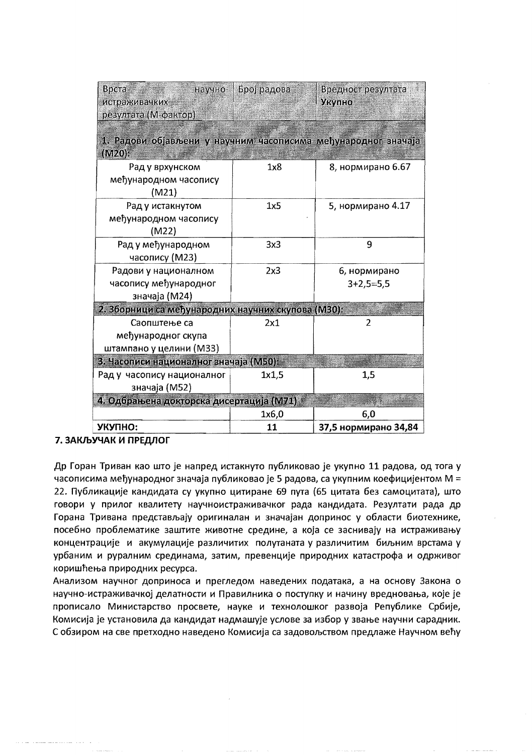| Врста научно-истраживачких резултата (М-фактор) | Број радова | Вредност резултата Укупно |
|---|---|---|
| **1. Радови објављени у научним часописима међународног значаја (М20):** | | |
| Рад у врхунском међународном часопису (М21) | 1x8 | 8, нормирано 6.67 |
| Рад у истакнутом међународном часопису (М22) | 1x5 | 5, нормирано 4.17 |
| Рад у међународном часопису (М23) | 3x3 | 9 |
| Радови у националном часопису међународног значаја (М24) | 2x3 | 6, нормирано 3+2,5=5,5 |
| **2. Зборници са међународних научних скупова (М30):** | | |
| Саопштење са међународног скупа штампано у целини (М33) | 2x1 | 2 |
| **3. Часописи националног значаја (М50):** | | |
| Рад у часопису националног значаја (М52) | 1x1,5 | 1,5 |
| **4. Одбрањена докторска дисертација (М71)** | | |
| | 1x6,0 | 6,0 |
| **УКУПНО:** | **11** | **37,5 нормирано 34,84** |

## 7. ЗАКЉУЧАК И ПРЕДЛОГ

Др Горан Триван као што је напред истакнуто публиковао је укупно 11 радова, од тога у часописима међународног значаја публиковао је 5 радова, са укупним коефицијентом М = 22. Публикације кандидата су укупно цитиране 69 пута (65 цитата без самоцитата), што говори у прилог квалитету научноистраживачког рада кандидата. Резултати рада др Горана Тривана представљају оригиналан и значајан допринос у области биотехнике, посебно проблематике заштите животне средине, а која се заснивају на истраживању концентрације и акумулације различитих полутаната у различитим биљним врстама у урбаним и руралним срединама, затим, превенције природних катастрофа и одрживог коришћења природних ресурса.

Анализом научног доприноса и прегледом наведених података, а на основу Закона о научно-истраживачкој делатности и Правилника о поступку и начину вредновања, које је прописало Министарство просвете, науке и технолошког развоја Републике Србије, Комисија је установила да кандидат надмашује услове за избор у звање научни сарадник. С обзиром на све претходно наведено Комисија са задовољством предлаже Научном већу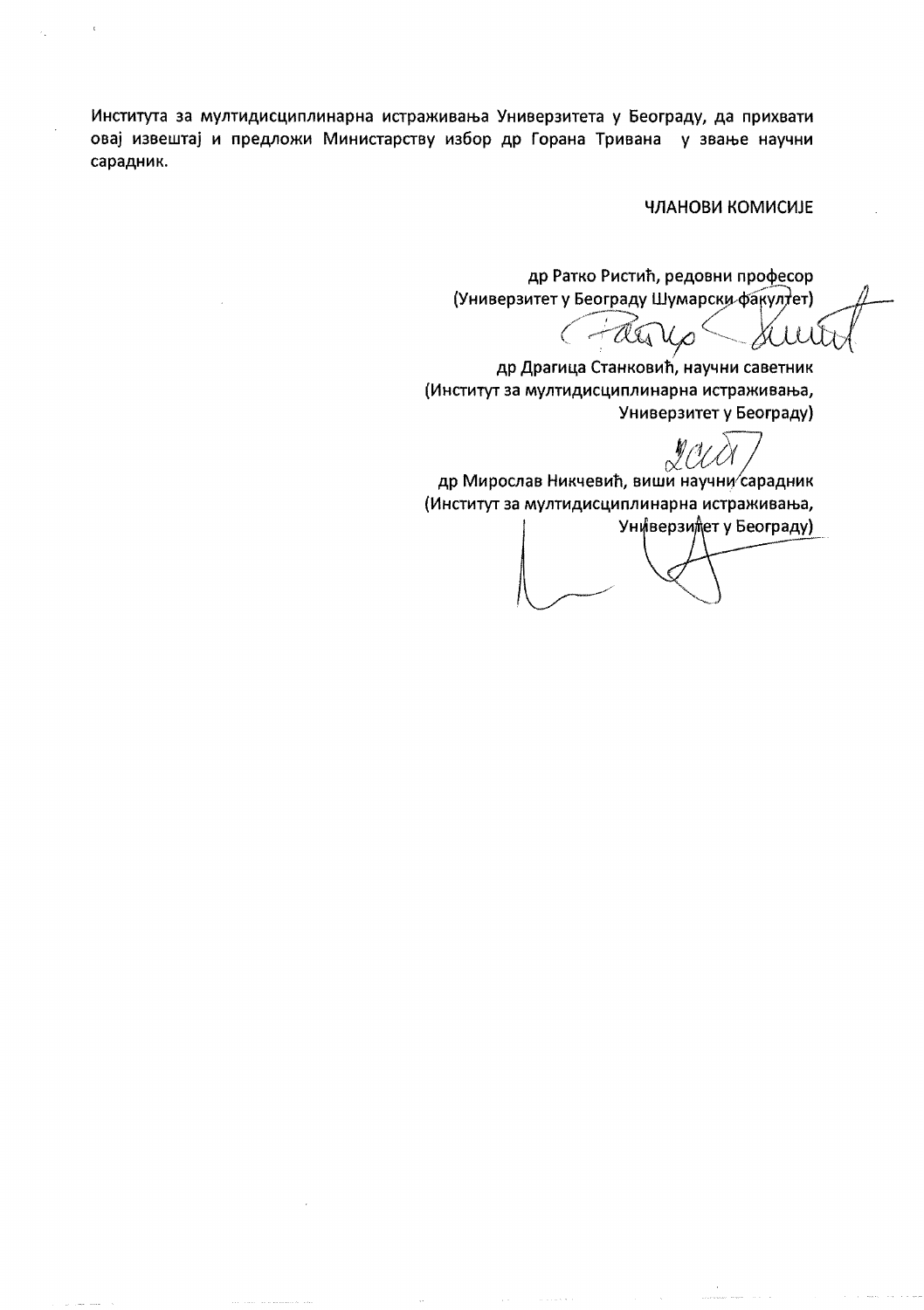Института за мултидисциплинарна истраживања Универзитета у Београду, да прихвати овај извештај и предложи Министарству избор др Горана Тривана у звање научни сарадник.

ЧЛАНОВИ КОМИСИЈЕ

др Ратко Ристић, редовни професор
(Универзитет у Београду Шумарски факултет)

др Драгица Станковић, научни саветник
(Институт за мултидисциплинарна истраживања,
Универзитет у Београду)

др Мирослав Никчевић, виши научни сарадник
(Институт за мултидисциплинарна истраживања,
Универзитет у Београду)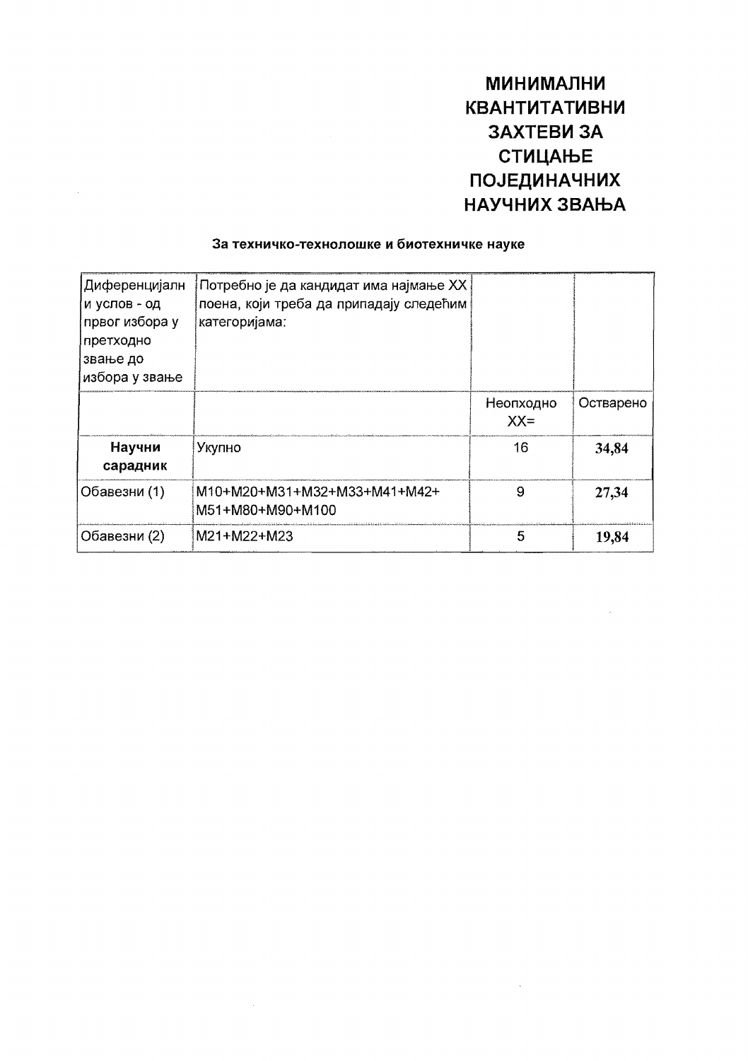# МИНИМАЛНИ КВАНТИТАТИВНИ ЗАХТЕВИ ЗА СТИЦАЊЕ ПОЈЕДИНАЧНИХ НАУЧНИХ ЗВАЊА

**За техничко-технолошке и биотехничке науке**

| Диференцијални услов - од првог избора у претходно звање до избора у звање | Потребно је да кандидат има најмање XX поена, који треба да припадају следећим категоријама: | | |
|---|---|---|---|
| | | Неопходно XX= | Остварено |
| **Научни сарадник** | Укупно | 16 | **34,84** |
| Обавезни (1) | M10+M20+M31+M32+M33+M41+M42+ M51+M80+M90+M100 | 9 | **27,34** |
| Обавезни (2) | M21+M22+M23 | 5 | **19,84** |